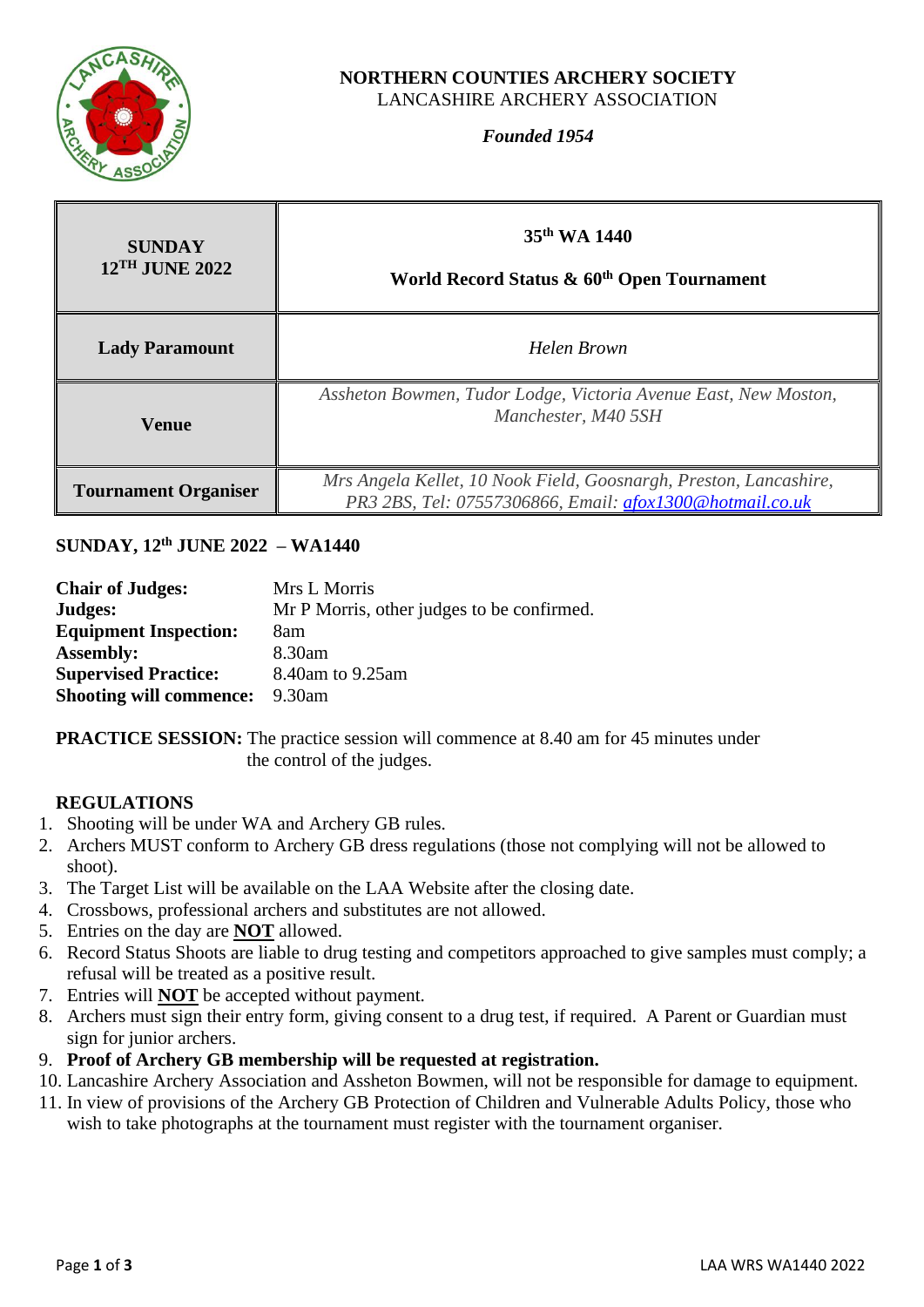**NORTHERN COUNTIES ARCHERY SOCIETY**
LANCASHIRE ARCHERY ASSOCIATION

***Founded 1954***

| **SUNDAY 12TH JUNE 2022** | **35th WA 1440**<br>**World Record Status & 60th Open Tournament** |
|---|---|
| **Lady Paramount** | *Helen Brown* |
| **Venue** | *Assheton Bowmen, Tudor Lodge, Victoria Avenue East, New Moston, Manchester, M40 5SH* |
| **Tournament Organiser** | *Mrs Angela Kellet, 10 Nook Field, Goosnargh, Preston, Lancashire, PR3 2BS, Tel: 07557306866, Email: afox1300@hotmail.co.uk* |

## SUNDAY, 12th JUNE 2022 – WA1440

| | |
|---|---|
| **Chair of Judges:** | Mrs L Morris |
| **Judges:** | Mr P Morris, other judges to be confirmed. |
| **Equipment Inspection:** | 8am |
| **Assembly:** | 8.30am |
| **Supervised Practice:** | 8.40am to 9.25am |
| **Shooting will commence:** | 9.30am |

**PRACTICE SESSION:** The practice session will commence at 8.40 am for 45 minutes under the control of the judges.

### REGULATIONS

1. Shooting will be under WA and Archery GB rules.
2. Archers MUST conform to Archery GB dress regulations (those not complying will not be allowed to shoot).
3. The Target List will be available on the LAA Website after the closing date.
4. Crossbows, professional archers and substitutes are not allowed.
5. Entries on the day are **NOT** allowed.
6. Record Status Shoots are liable to drug testing and competitors approached to give samples must comply; a refusal will be treated as a positive result.
7. Entries will **NOT** be accepted without payment.
8. Archers must sign their entry form, giving consent to a drug test, if required. A Parent or Guardian must sign for junior archers.
9. **Proof of Archery GB membership will be requested at registration.**
10. Lancashire Archery Association and Assheton Bowmen, will not be responsible for damage to equipment.
11. In view of provisions of the Archery GB Protection of Children and Vulnerable Adults Policy, those who wish to take photographs at the tournament must register with the tournament organiser.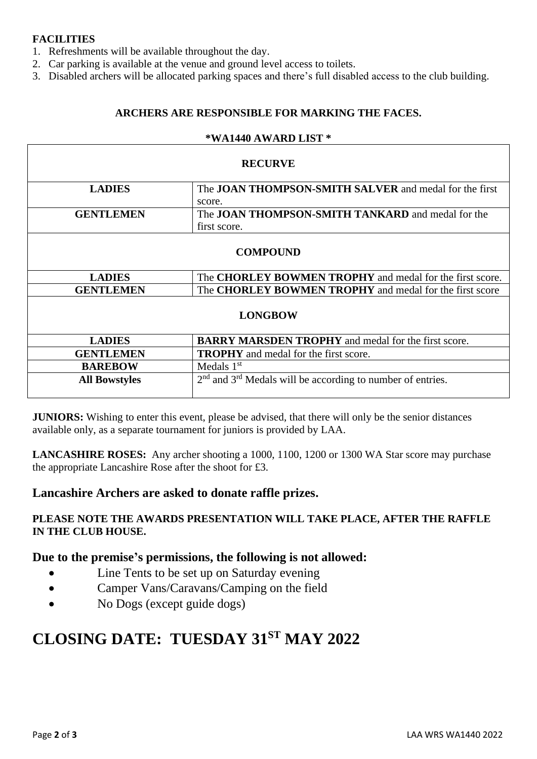**FACILITIES**

1. Refreshments will be available throughout the day.
2. Car parking is available at the venue and ground level access to toilets.
3. Disabled archers will be allocated parking spaces and there's full disabled access to the club building.

**ARCHERS ARE RESPONSIBLE FOR MARKING THE FACES.**

**\*WA1440 AWARD LIST \***

| **RECURVE** | |
|---|---|
| **LADIES** | The **JOAN THOMPSON-SMITH SALVER** and medal for the first score. |
| **GENTLEMEN** | The **JOAN THOMPSON-SMITH TANKARD** and medal for the first score. |
| **COMPOUND** | |
| **LADIES** | The **CHORLEY BOWMEN TROPHY** and medal for the first score. |
| **GENTLEMEN** | The **CHORLEY BOWMEN TROPHY** and medal for the first score |
| **LONGBOW** | |
| **LADIES** | **BARRY MARSDEN TROPHY** and medal for the first score. |
| **GENTLEMEN** | **TROPHY** and medal for the first score. |
| **BAREBOW** | Medals 1st |
| **All Bowstyles** | 2nd and 3rd Medals will be according to number of entries. |

**JUNIORS:** Wishing to enter this event, please be advised, that there will only be the senior distances available only, as a separate tournament for juniors is provided by LAA.

**LANCASHIRE ROSES:** Any archer shooting a 1000, 1100, 1200 or 1300 WA Star score may purchase the appropriate Lancashire Rose after the shoot for £3.

## Lancashire Archers are asked to donate raffle prizes.

**PLEASE NOTE THE AWARDS PRESENTATION WILL TAKE PLACE, AFTER THE RAFFLE IN THE CLUB HOUSE.**

## Due to the premise's permissions, the following is not allowed:

- Line Tents to be set up on Saturday evening
- Camper Vans/Caravans/Camping on the field
- No Dogs (except guide dogs)

# CLOSING DATE: TUESDAY 31ST MAY 2022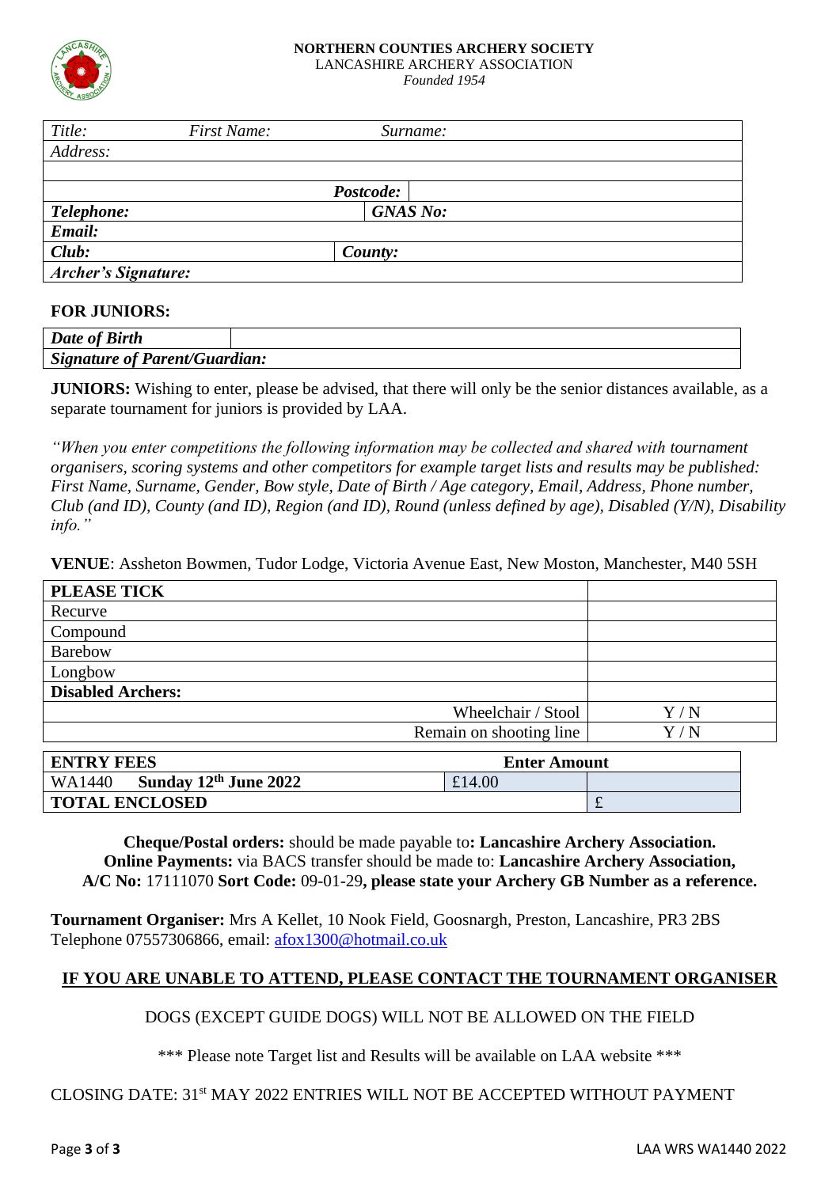**NORTHERN COUNTIES ARCHERY SOCIETY**
LANCASHIRE ARCHERY ASSOCIATION
*Founded 1954*

| | | |
|---|---|---|
| *Title:* | *First Name:* | *Surname:* |
| *Address:* | | |
| | | |
| | ***Postcode:*** | |
| ***Telephone:*** | ***GNAS No:*** | |
| ***Email:*** | | |
| ***Club:*** | ***County:*** | |
| ***Archer's Signature:*** | | |

**FOR JUNIORS:**

| | |
|---|---|
| ***Date of Birth*** | |
| ***Signature of Parent/Guardian:*** | |

**JUNIORS:** Wishing to enter, please be advised, that there will only be the senior distances available, as a separate tournament for juniors is provided by LAA.

*"When you enter competitions the following information may be collected and shared with tournament organisers, scoring systems and other competitors for example target lists and results may be published: First Name, Surname, Gender, Bow style, Date of Birth / Age category, Email, Address, Phone number, Club (and ID), County (and ID), Region (and ID), Round (unless defined by age), Disabled (Y/N), Disability info."*

**VENUE**: Assheton Bowmen, Tudor Lodge, Victoria Avenue East, New Moston, Manchester, M40 5SH

| **PLEASE TICK** | |
|---|---|
| Recurve | |
| Compound | |
| Barebow | |
| Longbow | |
| **Disabled Archers:** | |
| Wheelchair / Stool | Y / N |
| Remain on shooting line | Y / N |

| **ENTRY FEES** | **Enter Amount** | |
|---|---|---|
| WA1440 **Sunday 12th June 2022** | £14.00 | |
| **TOTAL ENCLOSED** | | £ |

**Cheque/Postal orders:** should be made payable to**: Lancashire Archery Association.**
**Online Payments:** via BACS transfer should be made to: **Lancashire Archery Association,**
**A/C No:** 17111070 **Sort Code:** 09-01-29**, please state your Archery GB Number as a reference.**

**Tournament Organiser:** Mrs A Kellet, 10 Nook Field, Goosnargh, Preston, Lancashire, PR3 2BS
Telephone 07557306866, email: afox1300@hotmail.co.uk

**IF YOU ARE UNABLE TO ATTEND, PLEASE CONTACT THE TOURNAMENT ORGANISER**

DOGS (EXCEPT GUIDE DOGS) WILL NOT BE ALLOWED ON THE FIELD

*** Please note Target list and Results will be available on LAA website ***

CLOSING DATE: 31st MAY 2022 ENTRIES WILL NOT BE ACCEPTED WITHOUT PAYMENT